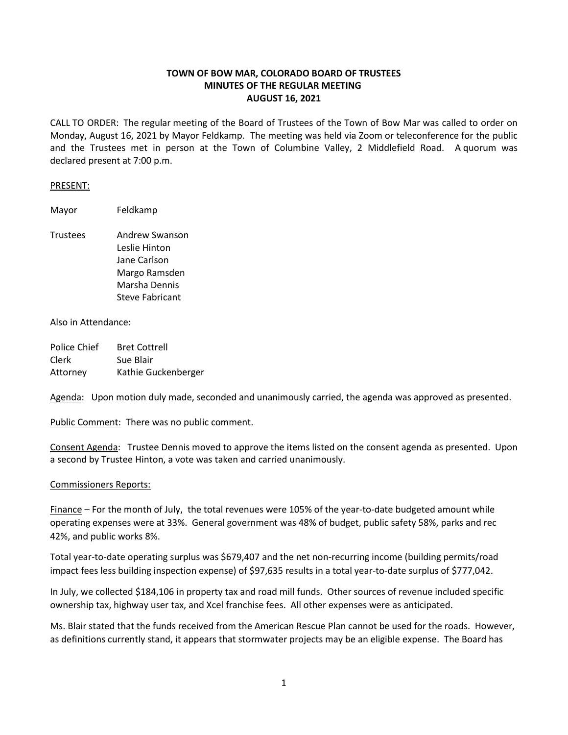**TOWN OF BOW MAR, COLORADO BOARD OF TRUSTEES**
**MINUTES OF THE REGULAR MEETING**
**AUGUST 16, 2021**

CALL TO ORDER: The regular meeting of the Board of Trustees of the Town of Bow Mar was called to order on Monday, August 16, 2021 by Mayor Feldkamp. The meeting was held via Zoom or teleconference for the public and the Trustees met in person at the Town of Columbine Valley, 2 Middlefield Road. A quorum was declared present at 7:00 p.m.

PRESENT:

| | |
|---|---|
| Mayor | Feldkamp |
| Trustees | Andrew Swanson |
| | Leslie Hinton |
| | Jane Carlson |
| | Margo Ramsden |
| | Marsha Dennis |
| | Steve Fabricant |

Also in Attendance:

| | |
|---|---|
| Police Chief | Bret Cottrell |
| Clerk | Sue Blair |
| Attorney | Kathie Guckenberger |

Agenda: Upon motion duly made, seconded and unanimously carried, the agenda was approved as presented.

Public Comment: There was no public comment.

Consent Agenda: Trustee Dennis moved to approve the items listed on the consent agenda as presented. Upon a second by Trustee Hinton, a vote was taken and carried unanimously.

Commissioners Reports:

Finance – For the month of July, the total revenues were 105% of the year-to-date budgeted amount while operating expenses were at 33%. General government was 48% of budget, public safety 58%, parks and rec 42%, and public works 8%.

Total year-to-date operating surplus was $679,407 and the net non-recurring income (building permits/road impact fees less building inspection expense) of $97,635 results in a total year-to-date surplus of $777,042.

In July, we collected $184,106 in property tax and road mill funds. Other sources of revenue included specific ownership tax, highway user tax, and Xcel franchise fees. All other expenses were as anticipated.

Ms. Blair stated that the funds received from the American Rescue Plan cannot be used for the roads. However, as definitions currently stand, it appears that stormwater projects may be an eligible expense. The Board has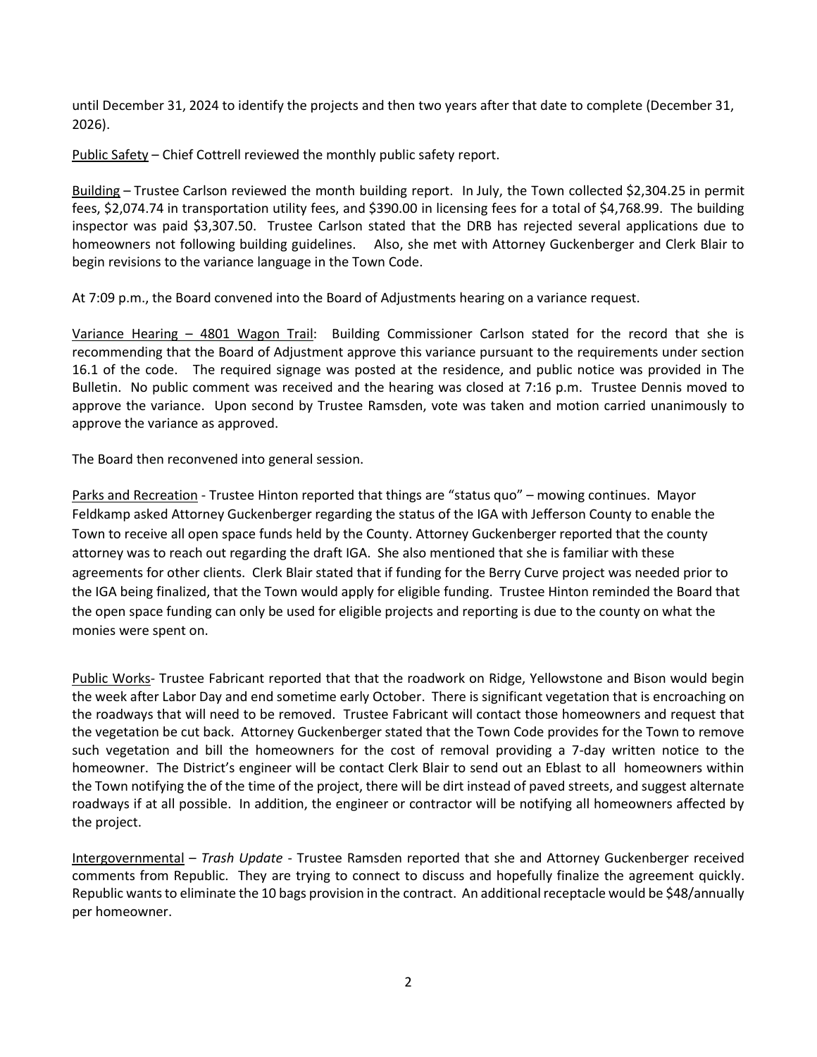until December 31, 2024 to identify the projects and then two years after that date to complete (December 31, 2026).

<u>Public Safety</u> – Chief Cottrell reviewed the monthly public safety report.

<u>Building</u> – Trustee Carlson reviewed the month building report. In July, the Town collected $2,304.25 in permit fees, $2,074.74 in transportation utility fees, and $390.00 in licensing fees for a total of $4,768.99. The building inspector was paid $3,307.50. Trustee Carlson stated that the DRB has rejected several applications due to homeowners not following building guidelines. Also, she met with Attorney Guckenberger and Clerk Blair to begin revisions to the variance language in the Town Code.

At 7:09 p.m., the Board convened into the Board of Adjustments hearing on a variance request.

<u>Variance Hearing – 4801 Wagon Trail</u>: Building Commissioner Carlson stated for the record that she is recommending that the Board of Adjustment approve this variance pursuant to the requirements under section 16.1 of the code. The required signage was posted at the residence, and public notice was provided in The Bulletin. No public comment was received and the hearing was closed at 7:16 p.m. Trustee Dennis moved to approve the variance. Upon second by Trustee Ramsden, vote was taken and motion carried unanimously to approve the variance as approved.

The Board then reconvened into general session.

<u>Parks and Recreation</u> - Trustee Hinton reported that things are "status quo" – mowing continues. Mayor Feldkamp asked Attorney Guckenberger regarding the status of the IGA with Jefferson County to enable the Town to receive all open space funds held by the County. Attorney Guckenberger reported that the county attorney was to reach out regarding the draft IGA. She also mentioned that she is familiar with these agreements for other clients. Clerk Blair stated that if funding for the Berry Curve project was needed prior to the IGA being finalized, that the Town would apply for eligible funding. Trustee Hinton reminded the Board that the open space funding can only be used for eligible projects and reporting is due to the county on what the monies were spent on.

<u>Public Works</u>- Trustee Fabricant reported that that the roadwork on Ridge, Yellowstone and Bison would begin the week after Labor Day and end sometime early October. There is significant vegetation that is encroaching on the roadways that will need to be removed. Trustee Fabricant will contact those homeowners and request that the vegetation be cut back. Attorney Guckenberger stated that the Town Code provides for the Town to remove such vegetation and bill the homeowners for the cost of removal providing a 7-day written notice to the homeowner. The District's engineer will be contact Clerk Blair to send out an Eblast to all homeowners within the Town notifying the of the time of the project, there will be dirt instead of paved streets, and suggest alternate roadways if at all possible. In addition, the engineer or contractor will be notifying all homeowners affected by the project.

<u>Intergovernmental</u> – *Trash Update* - Trustee Ramsden reported that she and Attorney Guckenberger received comments from Republic. They are trying to connect to discuss and hopefully finalize the agreement quickly. Republic wants to eliminate the 10 bags provision in the contract. An additional receptacle would be $48/annually per homeowner.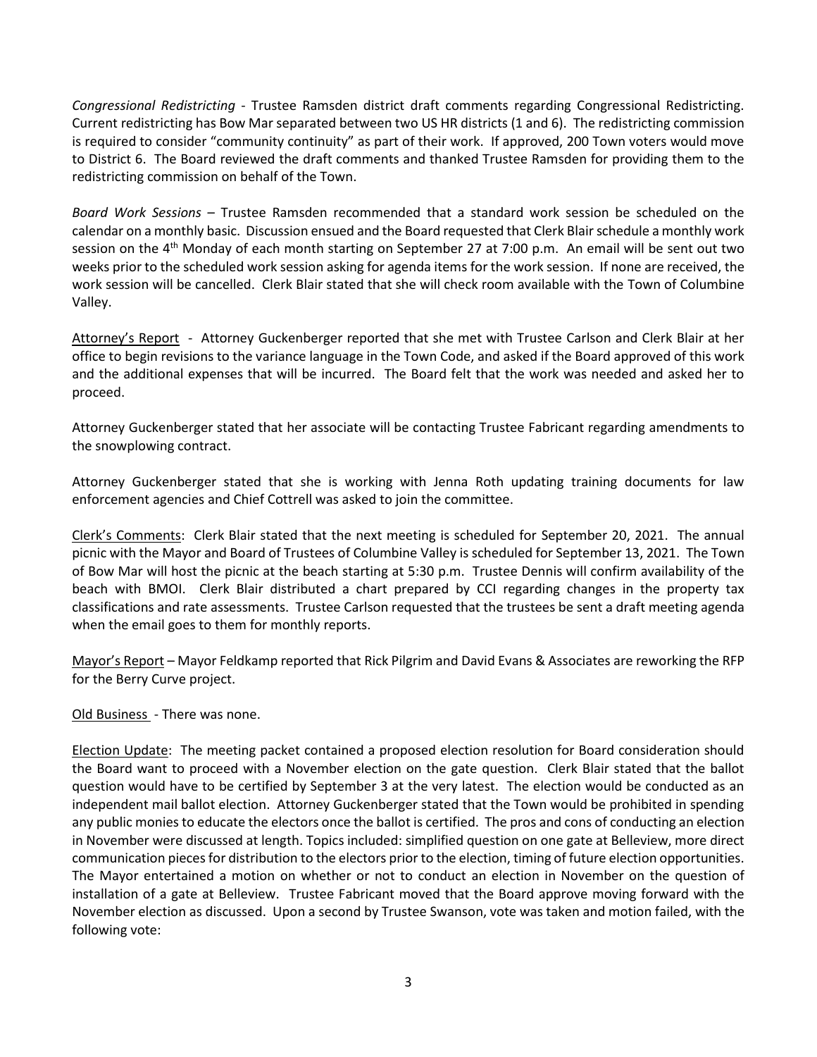*Congressional Redistricting* - Trustee Ramsden district draft comments regarding Congressional Redistricting. Current redistricting has Bow Mar separated between two US HR districts (1 and 6). The redistricting commission is required to consider "community continuity" as part of their work. If approved, 200 Town voters would move to District 6. The Board reviewed the draft comments and thanked Trustee Ramsden for providing them to the redistricting commission on behalf of the Town.

*Board Work Sessions* – Trustee Ramsden recommended that a standard work session be scheduled on the calendar on a monthly basic. Discussion ensued and the Board requested that Clerk Blair schedule a monthly work session on the 4th Monday of each month starting on September 27 at 7:00 p.m. An email will be sent out two weeks prior to the scheduled work session asking for agenda items for the work session. If none are received, the work session will be cancelled. Clerk Blair stated that she will check room available with the Town of Columbine Valley.

Attorney's Report - Attorney Guckenberger reported that she met with Trustee Carlson and Clerk Blair at her office to begin revisions to the variance language in the Town Code, and asked if the Board approved of this work and the additional expenses that will be incurred. The Board felt that the work was needed and asked her to proceed.

Attorney Guckenberger stated that her associate will be contacting Trustee Fabricant regarding amendments to the snowplowing contract.

Attorney Guckenberger stated that she is working with Jenna Roth updating training documents for law enforcement agencies and Chief Cottrell was asked to join the committee.

Clerk's Comments: Clerk Blair stated that the next meeting is scheduled for September 20, 2021. The annual picnic with the Mayor and Board of Trustees of Columbine Valley is scheduled for September 13, 2021. The Town of Bow Mar will host the picnic at the beach starting at 5:30 p.m. Trustee Dennis will confirm availability of the beach with BMOI. Clerk Blair distributed a chart prepared by CCI regarding changes in the property tax classifications and rate assessments. Trustee Carlson requested that the trustees be sent a draft meeting agenda when the email goes to them for monthly reports.

Mayor's Report – Mayor Feldkamp reported that Rick Pilgrim and David Evans & Associates are reworking the RFP for the Berry Curve project.

Old Business - There was none.

Election Update: The meeting packet contained a proposed election resolution for Board consideration should the Board want to proceed with a November election on the gate question. Clerk Blair stated that the ballot question would have to be certified by September 3 at the very latest. The election would be conducted as an independent mail ballot election. Attorney Guckenberger stated that the Town would be prohibited in spending any public monies to educate the electors once the ballot is certified. The pros and cons of conducting an election in November were discussed at length. Topics included: simplified question on one gate at Belleview, more direct communication pieces for distribution to the electors prior to the election, timing of future election opportunities. The Mayor entertained a motion on whether or not to conduct an election in November on the question of installation of a gate at Belleview. Trustee Fabricant moved that the Board approve moving forward with the November election as discussed. Upon a second by Trustee Swanson, vote was taken and motion failed, with the following vote: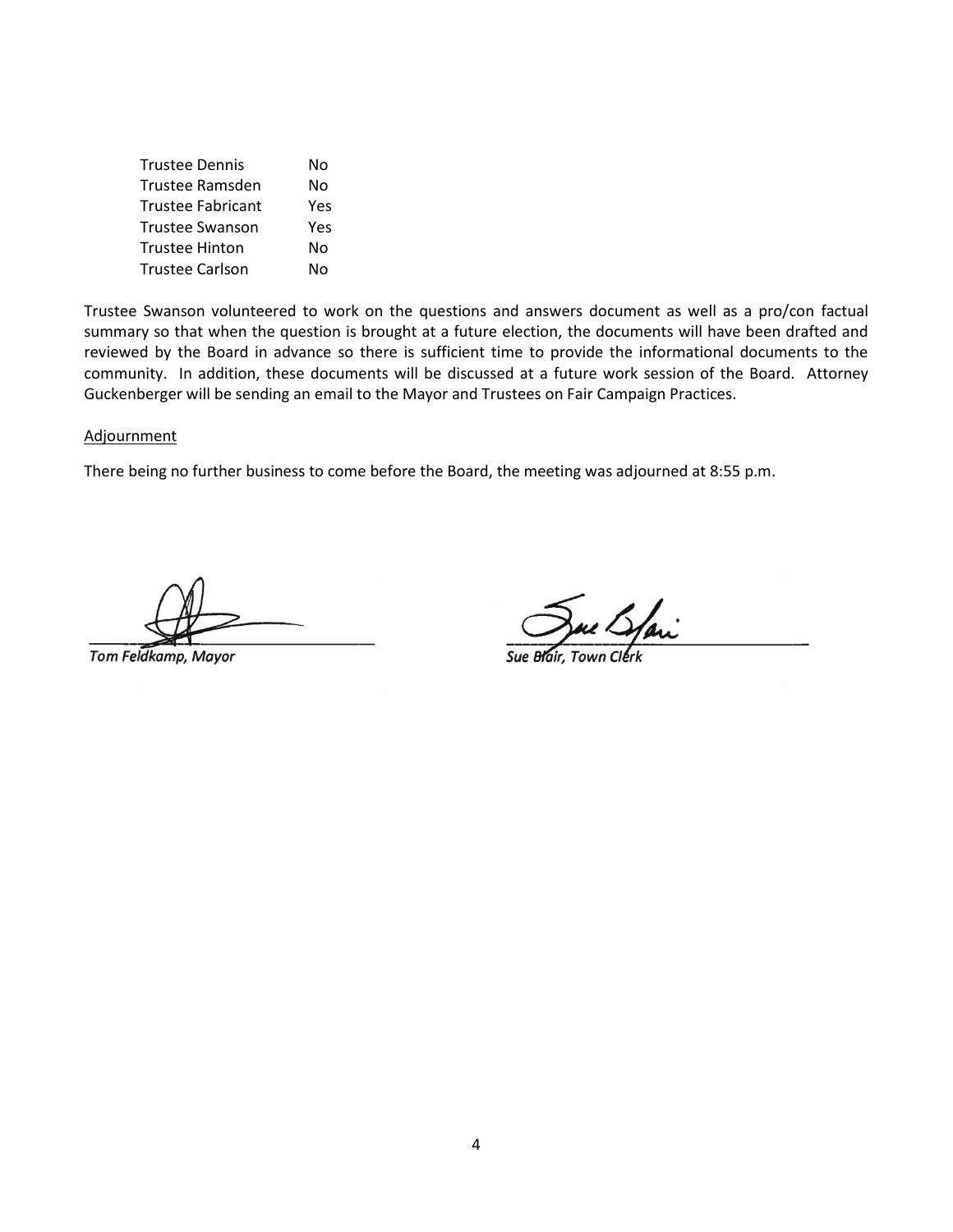| | |
|---|---|
| Trustee Dennis | No |
| Trustee Ramsden | No |
| Trustee Fabricant | Yes |
| Trustee Swanson | Yes |
| Trustee Hinton | No |
| Trustee Carlson | No |

Trustee Swanson volunteered to work on the questions and answers document as well as a pro/con factual summary so that when the question is brought at a future election, the documents will have been drafted and reviewed by the Board in advance so there is sufficient time to provide the informational documents to the community. In addition, these documents will be discussed at a future work session of the Board. Attorney Guckenberger will be sending an email to the Mayor and Trustees on Fair Campaign Practices.

Adjournment

There being no further business to come before the Board, the meeting was adjourned at 8:55 p.m.

*Tom Feldkamp, Mayor*

*Sue Blair, Town Clerk*